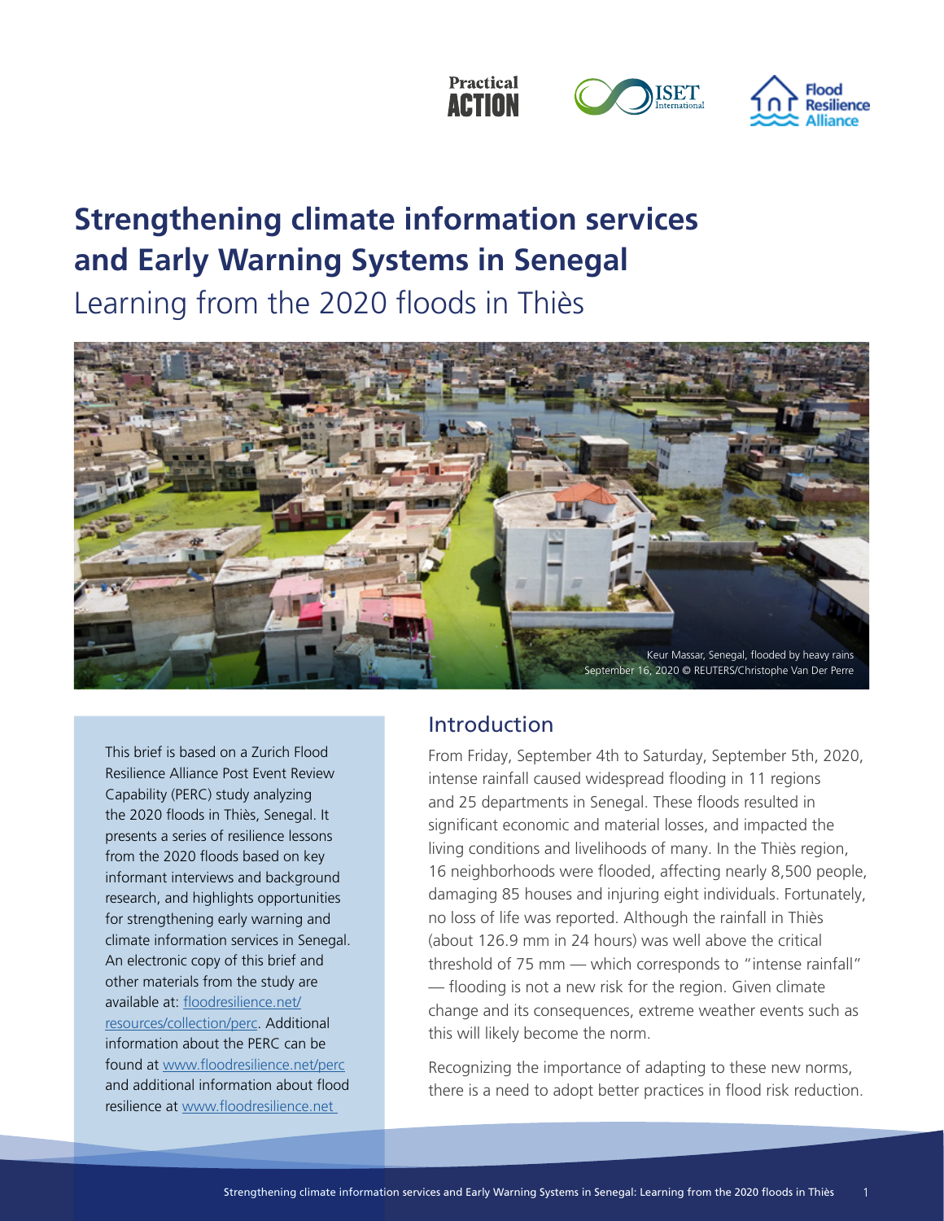# Strengthening climate information services and Early Warning Systems in Senegal

## Learning from the 2020 floods in Thiès

Keur Massar, Senegal, flooded by heavy rains September 16, 2020 © REUTERS/Christophe Van Der Perre

This brief is based on a Zurich Flood Resilience Alliance Post Event Review Capability (PERC) study analyzing the 2020 floods in Thiès, Senegal. It presents a series of resilience lessons from the 2020 floods based on key informant interviews and background research, and highlights opportunities for strengthening early warning and climate information services in Senegal. An electronic copy of this brief and other materials from the study are available at: floodresilience.net/resources/collection/perc. Additional information about the PERC can be found at www.floodresilience.net/perc and additional information about flood resilience at www.floodresilience.net

## Introduction

From Friday, September 4th to Saturday, September 5th, 2020, intense rainfall caused widespread flooding in 11 regions and 25 departments in Senegal. These floods resulted in significant economic and material losses, and impacted the living conditions and livelihoods of many. In the Thiès region, 16 neighborhoods were flooded, affecting nearly 8,500 people, damaging 85 houses and injuring eight individuals. Fortunately, no loss of life was reported. Although the rainfall in Thiès (about 126.9 mm in 24 hours) was well above the critical threshold of 75 mm — which corresponds to "intense rainfall" — flooding is not a new risk for the region. Given climate change and its consequences, extreme weather events such as this will likely become the norm.

Recognizing the importance of adapting to these new norms, there is a need to adopt better practices in flood risk reduction.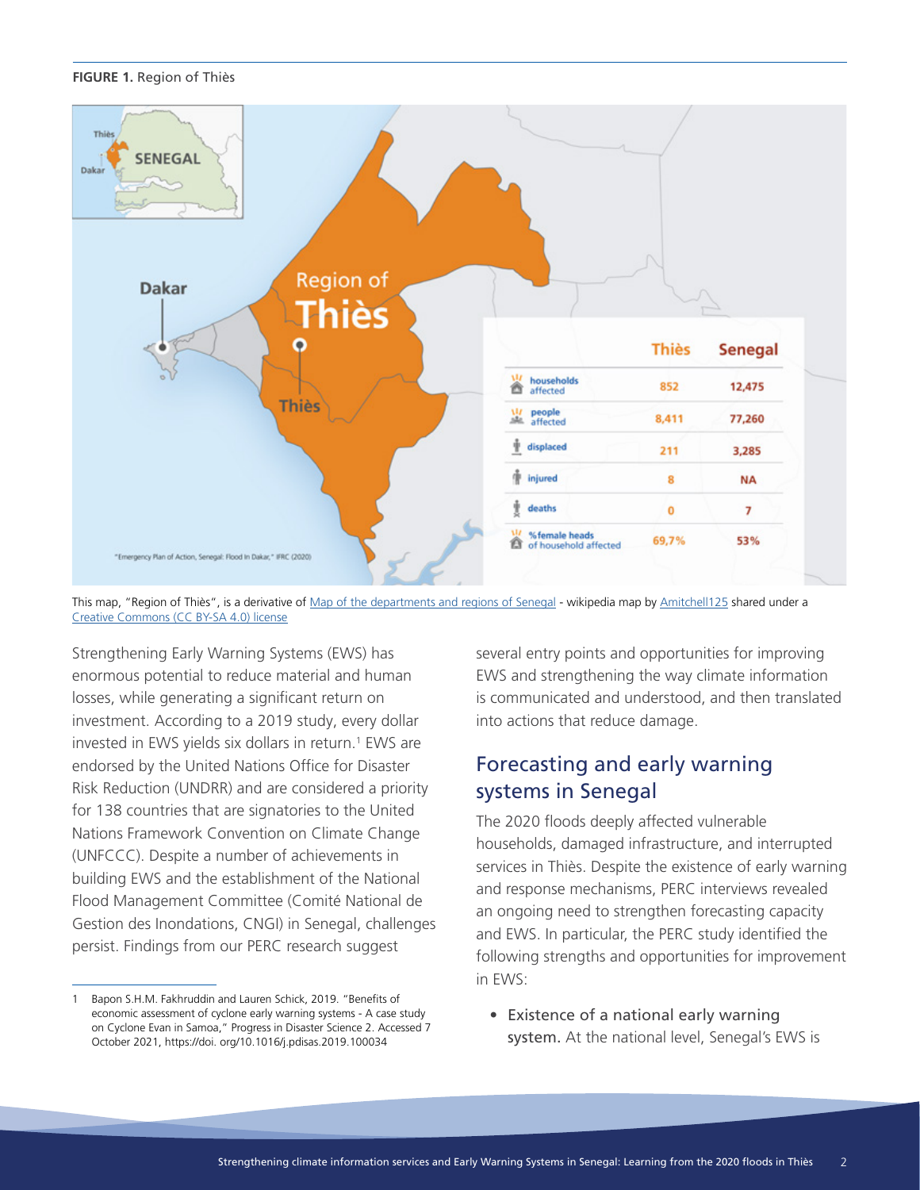**FIGURE 1.** Region of Thiès

|  | Thiès | Senegal |
|---|---|---|
| households affected | 852 | 12,475 |
| people affected | 8,411 | 77,260 |
| displaced | 211 | 3,285 |
| injured | 8 | NA |
| deaths | 0 | 7 |
| % female heads of household affected | 69,7% | 53% |

"Emergency Plan of Action, Senegal: Flood in Dakar," IFRC (2020)

This map, "Region of Thiès", is a derivative of Map of the departments and regions of Senegal - wikipedia map by Amitchell125 shared under a Creative Commons (CC BY-SA 4.0) license

Strengthening Early Warning Systems (EWS) has enormous potential to reduce material and human losses, while generating a significant return on investment. According to a 2019 study, every dollar invested in EWS yields six dollars in return.[1] EWS are endorsed by the United Nations Office for Disaster Risk Reduction (UNDRR) and are considered a priority for 138 countries that are signatories to the United Nations Framework Convention on Climate Change (UNFCCC). Despite a number of achievements in building EWS and the establishment of the National Flood Management Committee (Comité National de Gestion des Inondations, CNGI) in Senegal, challenges persist. Findings from our PERC research suggest several entry points and opportunities for improving EWS and strengthening the way climate information is communicated and understood, and then translated into actions that reduce damage.

## Forecasting and early warning systems in Senegal

The 2020 floods deeply affected vulnerable households, damaged infrastructure, and interrupted services in Thiès. Despite the existence of early warning and response mechanisms, PERC interviews revealed an ongoing need to strengthen forecasting capacity and EWS. In particular, the PERC study identified the following strengths and opportunities for improvement in EWS:

- **Existence of a national early warning system.** At the national level, Senegal's EWS is

1 Bapon S.H.M. Fakhruddin and Lauren Schick, 2019. "Benefits of economic assessment of cyclone early warning systems - A case study on Cyclone Evan in Samoa," Progress in Disaster Science 2. Accessed 7 October 2021, https://doi. org/10.1016/j.pdisas.2019.100034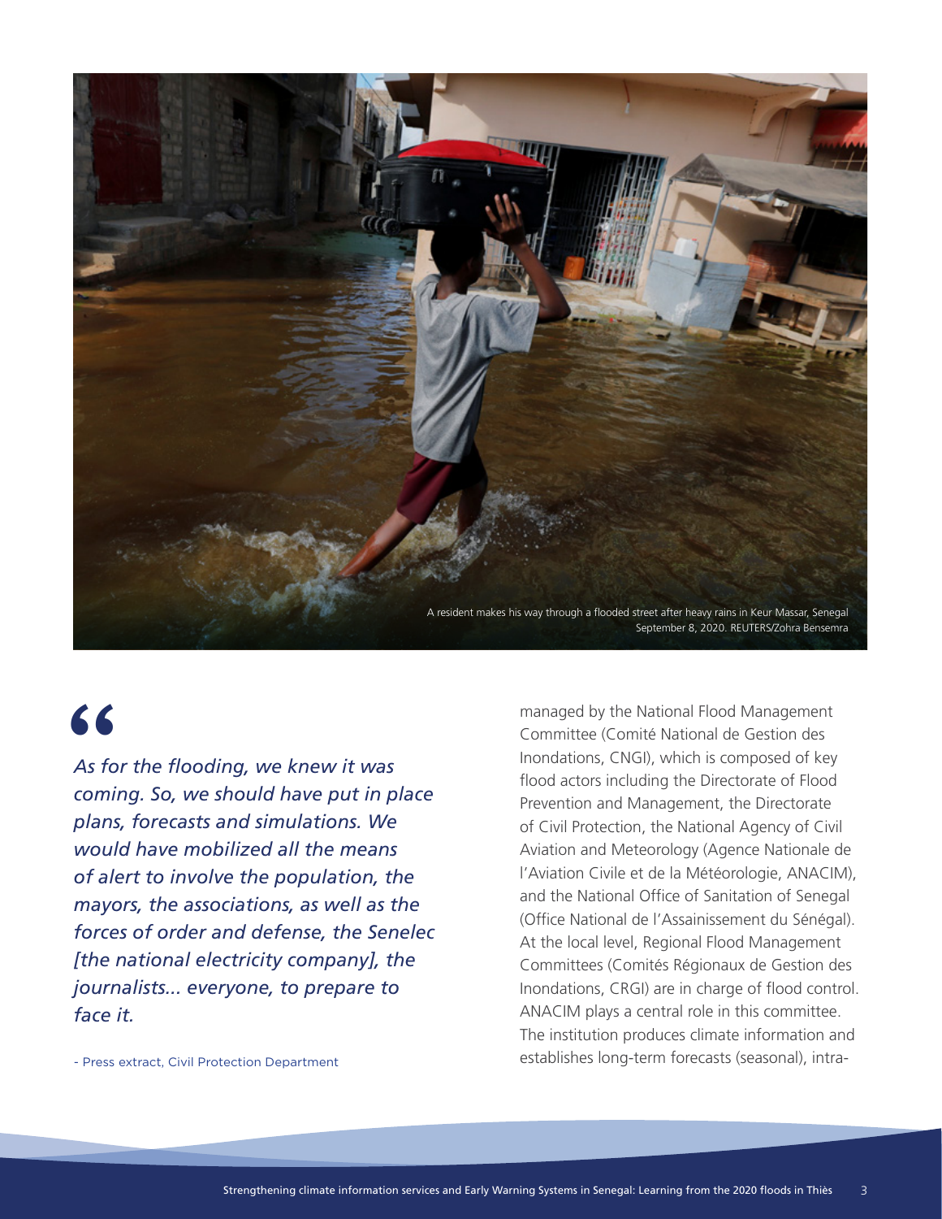A resident makes his way through a flooded street after heavy rains in Keur Massar, Senegal September 8, 2020. REUTERS/Zohra Bensemra

> *As for the flooding, we knew it was coming. So, we should have put in place plans, forecasts and simulations. We would have mobilized all the means of alert to involve the population, the mayors, the associations, as well as the forces of order and defense, the Senelec [the national electricity company], the journalists... everyone, to prepare to face it.*
>
> \- Press extract, Civil Protection Department

managed by the National Flood Management Committee (Comité National de Gestion des Inondations, CNGI), which is composed of key flood actors including the Directorate of Flood Prevention and Management, the Directorate of Civil Protection, the National Agency of Civil Aviation and Meteorology (Agence Nationale de l'Aviation Civile et de la Météorologie, ANACIM), and the National Office of Sanitation of Senegal (Office National de l'Assainissement du Sénégal). At the local level, Regional Flood Management Committees (Comités Régionaux de Gestion des Inondations, CRGI) are in charge of flood control. ANACIM plays a central role in this committee. The institution produces climate information and establishes long-term forecasts (seasonal), intra-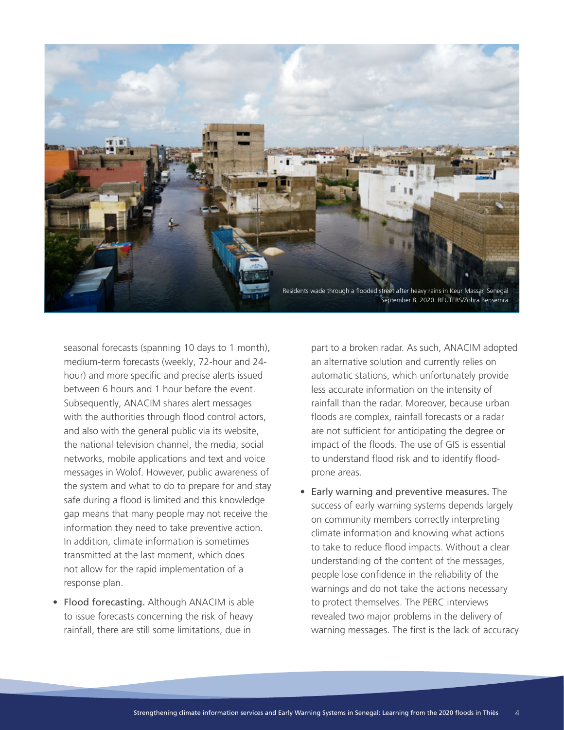Residents wade through a flooded street after heavy rains in Keur Massar, Senegal September 8, 2020. REUTERS/Zohra Bensemra

seasonal forecasts (spanning 10 days to 1 month), medium-term forecasts (weekly, 72-hour and 24-hour) and more specific and precise alerts issued between 6 hours and 1 hour before the event. Subsequently, ANACIM shares alert messages with the authorities through flood control actors, and also with the general public via its website, the national television channel, the media, social networks, mobile applications and text and voice messages in Wolof. However, public awareness of the system and what to do to prepare for and stay safe during a flood is limited and this knowledge gap means that many people may not receive the information they need to take preventive action. In addition, climate information is sometimes transmitted at the last moment, which does not allow for the rapid implementation of a response plan.

- Flood forecasting. Although ANACIM is able to issue forecasts concerning the risk of heavy rainfall, there are still some limitations, due in part to a broken radar. As such, ANACIM adopted an alternative solution and currently relies on automatic stations, which unfortunately provide less accurate information on the intensity of rainfall than the radar. Moreover, because urban floods are complex, rainfall forecasts or a radar are not sufficient for anticipating the degree or impact of the floods. The use of GIS is essential to understand flood risk and to identify flood-prone areas.
- Early warning and preventive measures. The success of early warning systems depends largely on community members correctly interpreting climate information and knowing what actions to take to reduce flood impacts. Without a clear understanding of the content of the messages, people lose confidence in the reliability of the warnings and do not take the actions necessary to protect themselves. The PERC interviews revealed two major problems in the delivery of warning messages. The first is the lack of accuracy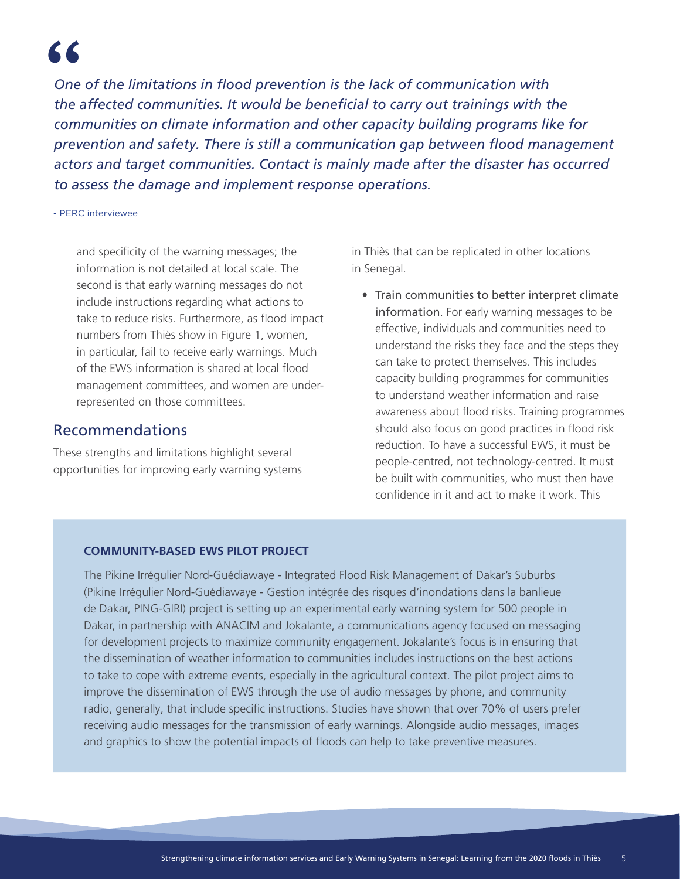> *One of the limitations in flood prevention is the lack of communication with the affected communities. It would be beneficial to carry out trainings with the communities on climate information and other capacity building programs like for prevention and safety. There is still a communication gap between flood management actors and target communities. Contact is mainly made after the disaster has occurred to assess the damage and implement response operations.*
>
> \- PERC interviewee

and specificity of the warning messages; the information is not detailed at local scale. The second is that early warning messages do not include instructions regarding what actions to take to reduce risks. Furthermore, as flood impact numbers from Thiès show in Figure 1, women, in particular, fail to receive early warnings. Much of the EWS information is shared at local flood management committees, and women are under-represented on those committees.

## Recommendations

These strengths and limitations highlight several opportunities for improving early warning systems in Thiès that can be replicated in other locations in Senegal.

- **Train communities to better interpret climate information**. For early warning messages to be effective, individuals and communities need to understand the risks they face and the steps they can take to protect themselves. This includes capacity building programmes for communities to understand weather information and raise awareness about flood risks. Training programmes should also focus on good practices in flood risk reduction. To have a successful EWS, it must be people-centred, not technology-centred. It must be built with communities, who must then have confidence in it and act to make it work. This

**COMMUNITY-BASED EWS PILOT PROJECT**

The Pikine Irrégulier Nord-Guédiawaye - Integrated Flood Risk Management of Dakar's Suburbs (Pikine Irrégulier Nord-Guédiawaye - Gestion intégrée des risques d'inondations dans la banlieue de Dakar, PING-GIRI) project is setting up an experimental early warning system for 500 people in Dakar, in partnership with ANACIM and Jokalante, a communications agency focused on messaging for development projects to maximize community engagement. Jokalante's focus is in ensuring that the dissemination of weather information to communities includes instructions on the best actions to take to cope with extreme events, especially in the agricultural context. The pilot project aims to improve the dissemination of EWS through the use of audio messages by phone, and community radio, generally, that include specific instructions. Studies have shown that over 70% of users prefer receiving audio messages for the transmission of early warnings. Alongside audio messages, images and graphics to show the potential impacts of floods can help to take preventive measures.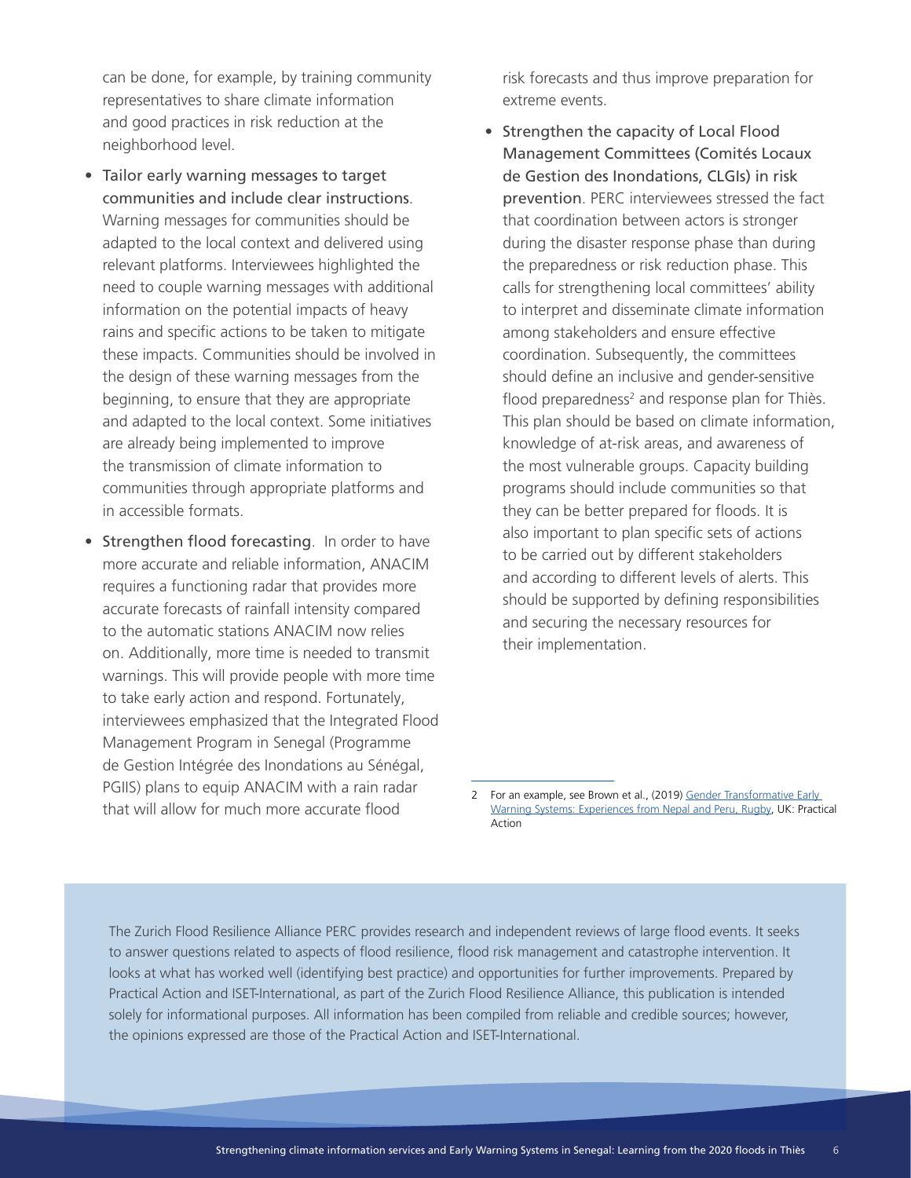can be done, for example, by training community representatives to share climate information and good practices in risk reduction at the neighborhood level.

- Tailor early warning messages to target communities and include clear instructions. Warning messages for communities should be adapted to the local context and delivered using relevant platforms. Interviewees highlighted the need to couple warning messages with additional information on the potential impacts of heavy rains and specific actions to be taken to mitigate these impacts. Communities should be involved in the design of these warning messages from the beginning, to ensure that they are appropriate and adapted to the local context. Some initiatives are already being implemented to improve the transmission of climate information to communities through appropriate platforms and in accessible formats.
- Strengthen flood forecasting. In order to have more accurate and reliable information, ANACIM requires a functioning radar that provides more accurate forecasts of rainfall intensity compared to the automatic stations ANACIM now relies on. Additionally, more time is needed to transmit warnings. This will provide people with more time to take early action and respond. Fortunately, interviewees emphasized that the Integrated Flood Management Program in Senegal (Programme de Gestion Intégrée des Inondations au Sénégal, PGIIS) plans to equip ANACIM with a rain radar that will allow for much more accurate flood risk forecasts and thus improve preparation for extreme events.
- Strengthen the capacity of Local Flood Management Committees (Comités Locaux de Gestion des Inondations, CLGIs) in risk prevention. PERC interviewees stressed the fact that coordination between actors is stronger during the disaster response phase than during the preparedness or risk reduction phase. This calls for strengthening local committees' ability to interpret and disseminate climate information among stakeholders and ensure effective coordination. Subsequently, the committees should define an inclusive and gender-sensitive flood preparedness[2] and response plan for Thiès. This plan should be based on climate information, knowledge of at-risk areas, and awareness of the most vulnerable groups. Capacity building programs should include communities so that they can be better prepared for floods. It is also important to plan specific sets of actions to be carried out by different stakeholders and according to different levels of alerts. This should be supported by defining responsibilities and securing the necessary resources for their implementation.

2 For an example, see Brown et al., (2019) Gender Transformative Early Warning Systems: Experiences from Nepal and Peru, Rugby, UK: Practical Action

The Zurich Flood Resilience Alliance PERC provides research and independent reviews of large flood events. It seeks to answer questions related to aspects of flood resilience, flood risk management and catastrophe intervention. It looks at what has worked well (identifying best practice) and opportunities for further improvements. Prepared by Practical Action and ISET-International, as part of the Zurich Flood Resilience Alliance, this publication is intended solely for informational purposes. All information has been compiled from reliable and credible sources; however, the opinions expressed are those of the Practical Action and ISET-International.